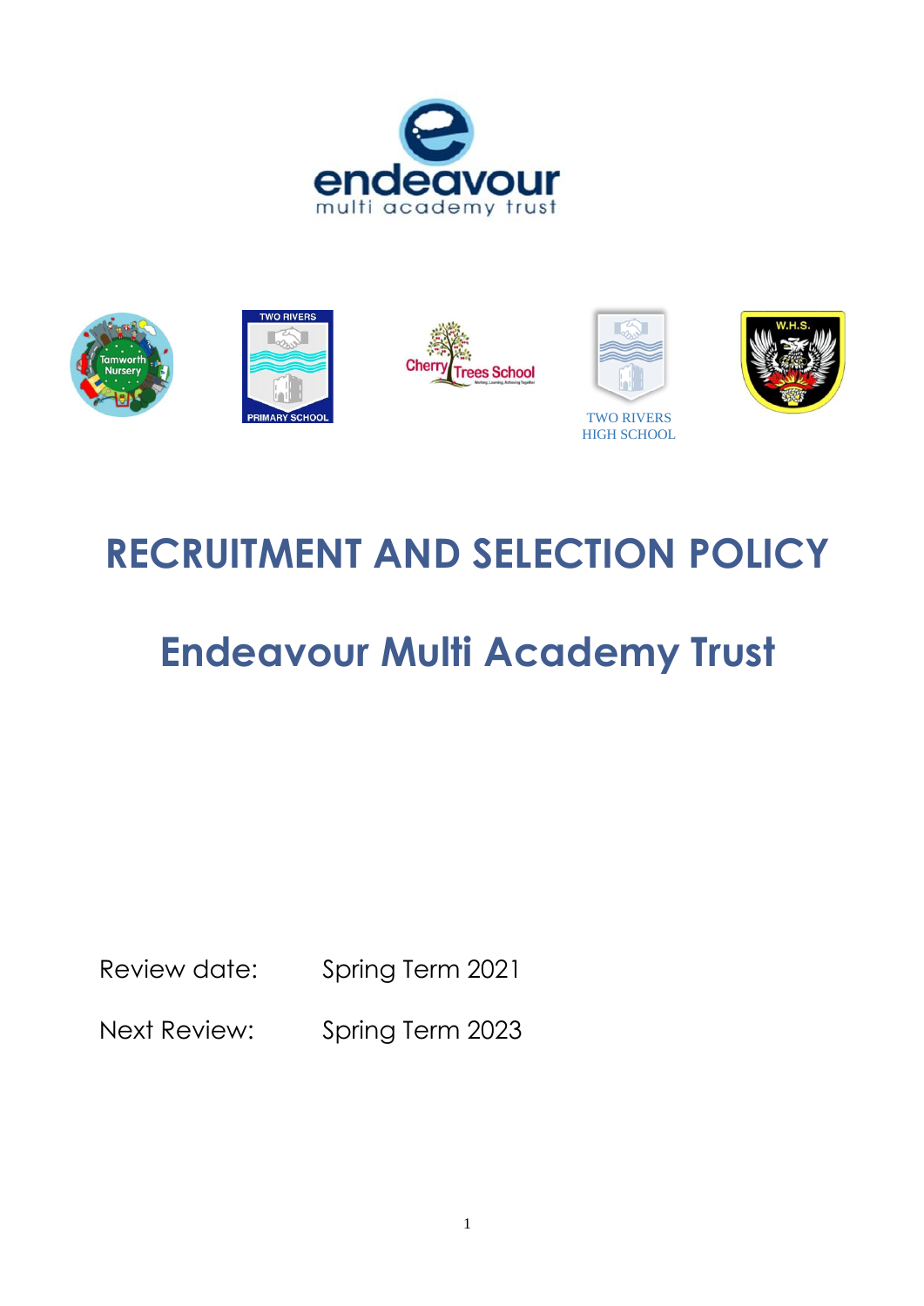# RECRUITMENT AND SELECTION POLICY

# Endeavour Multi Academy Trust

Review date: Spring Term 2021

Next Review: Spring Term 2023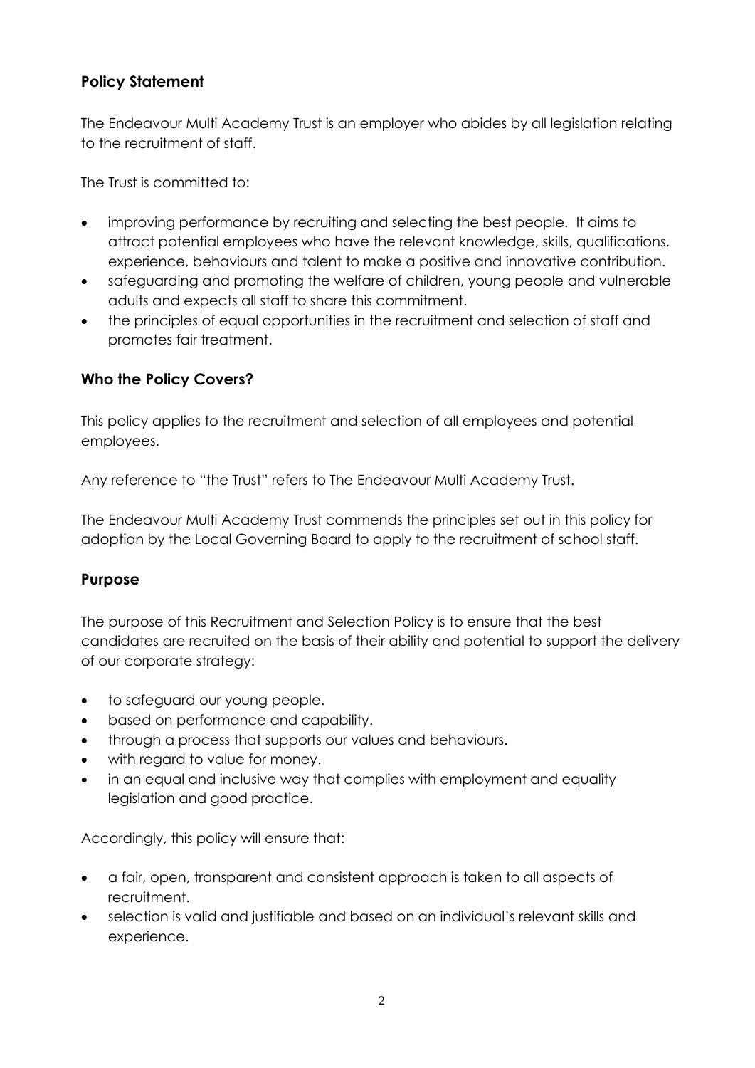## Policy Statement

The Endeavour Multi Academy Trust is an employer who abides by all legislation relating to the recruitment of staff.

The Trust is committed to:

- improving performance by recruiting and selecting the best people. It aims to attract potential employees who have the relevant knowledge, skills, qualifications, experience, behaviours and talent to make a positive and innovative contribution.
- safeguarding and promoting the welfare of children, young people and vulnerable adults and expects all staff to share this commitment.
- the principles of equal opportunities in the recruitment and selection of staff and promotes fair treatment.

## Who the Policy Covers?

This policy applies to the recruitment and selection of all employees and potential employees.

Any reference to "the Trust" refers to The Endeavour Multi Academy Trust.

The Endeavour Multi Academy Trust commends the principles set out in this policy for adoption by the Local Governing Board to apply to the recruitment of school staff.

## Purpose

The purpose of this Recruitment and Selection Policy is to ensure that the best candidates are recruited on the basis of their ability and potential to support the delivery of our corporate strategy:

- to safeguard our young people.
- based on performance and capability.
- through a process that supports our values and behaviours.
- with regard to value for money.
- in an equal and inclusive way that complies with employment and equality legislation and good practice.

Accordingly, this policy will ensure that:

- a fair, open, transparent and consistent approach is taken to all aspects of recruitment.
- selection is valid and justifiable and based on an individual's relevant skills and experience.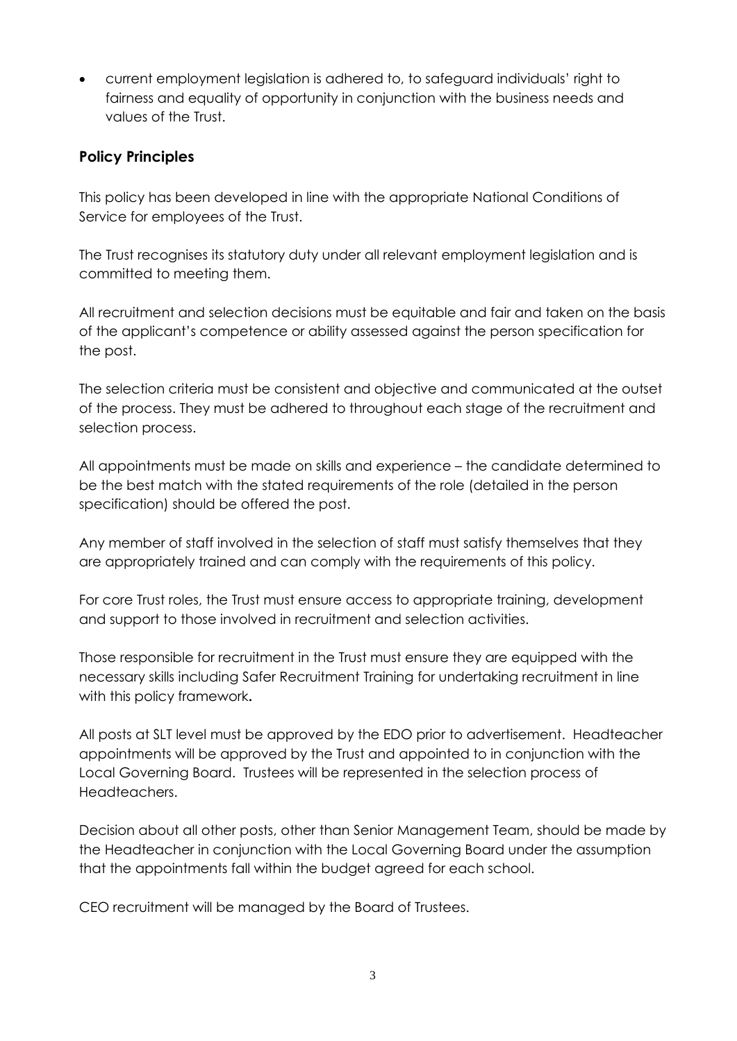- current employment legislation is adhered to, to safeguard individuals' right to fairness and equality of opportunity in conjunction with the business needs and values of the Trust.

## Policy Principles

This policy has been developed in line with the appropriate National Conditions of Service for employees of the Trust.

The Trust recognises its statutory duty under all relevant employment legislation and is committed to meeting them.

All recruitment and selection decisions must be equitable and fair and taken on the basis of the applicant's competence or ability assessed against the person specification for the post.

The selection criteria must be consistent and objective and communicated at the outset of the process. They must be adhered to throughout each stage of the recruitment and selection process.

All appointments must be made on skills and experience – the candidate determined to be the best match with the stated requirements of the role (detailed in the person specification) should be offered the post.

Any member of staff involved in the selection of staff must satisfy themselves that they are appropriately trained and can comply with the requirements of this policy.

For core Trust roles, the Trust must ensure access to appropriate training, development and support to those involved in recruitment and selection activities.

Those responsible for recruitment in the Trust must ensure they are equipped with the necessary skills including Safer Recruitment Training for undertaking recruitment in line with this policy framework**.**

All posts at SLT level must be approved by the EDO prior to advertisement. Headteacher appointments will be approved by the Trust and appointed to in conjunction with the Local Governing Board. Trustees will be represented in the selection process of Headteachers.

Decision about all other posts, other than Senior Management Team, should be made by the Headteacher in conjunction with the Local Governing Board under the assumption that the appointments fall within the budget agreed for each school.

CEO recruitment will be managed by the Board of Trustees.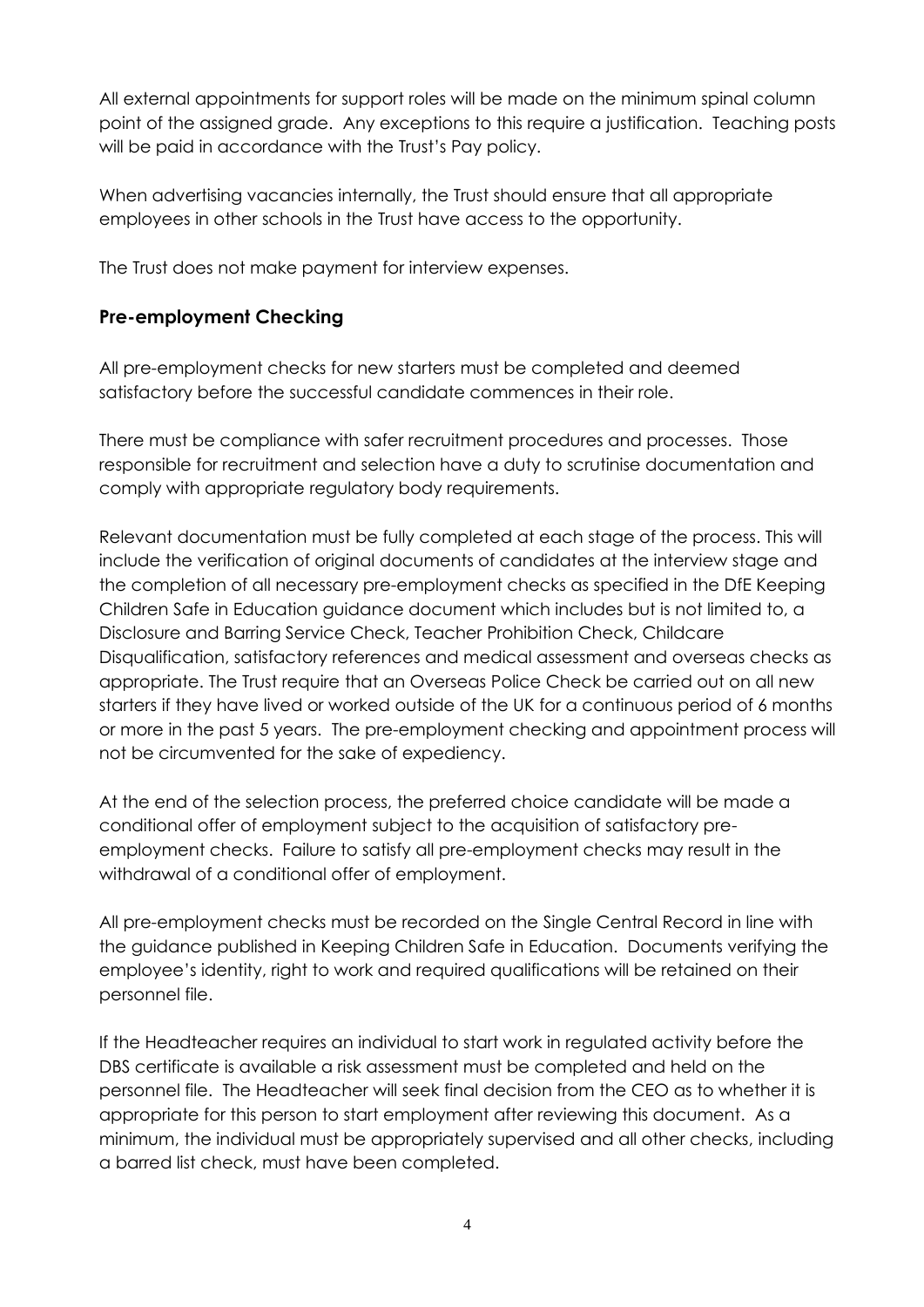All external appointments for support roles will be made on the minimum spinal column point of the assigned grade. Any exceptions to this require a justification. Teaching posts will be paid in accordance with the Trust's Pay policy.

When advertising vacancies internally, the Trust should ensure that all appropriate employees in other schools in the Trust have access to the opportunity.

The Trust does not make payment for interview expenses.

## Pre-employment Checking

All pre-employment checks for new starters must be completed and deemed satisfactory before the successful candidate commences in their role.

There must be compliance with safer recruitment procedures and processes. Those responsible for recruitment and selection have a duty to scrutinise documentation and comply with appropriate regulatory body requirements.

Relevant documentation must be fully completed at each stage of the process. This will include the verification of original documents of candidates at the interview stage and the completion of all necessary pre-employment checks as specified in the DfE Keeping Children Safe in Education guidance document which includes but is not limited to, a Disclosure and Barring Service Check, Teacher Prohibition Check, Childcare Disqualification, satisfactory references and medical assessment and overseas checks as appropriate. The Trust require that an Overseas Police Check be carried out on all new starters if they have lived or worked outside of the UK for a continuous period of 6 months or more in the past 5 years. The pre-employment checking and appointment process will not be circumvented for the sake of expediency.

At the end of the selection process, the preferred choice candidate will be made a conditional offer of employment subject to the acquisition of satisfactory pre-employment checks. Failure to satisfy all pre-employment checks may result in the withdrawal of a conditional offer of employment.

All pre-employment checks must be recorded on the Single Central Record in line with the guidance published in Keeping Children Safe in Education. Documents verifying the employee's identity, right to work and required qualifications will be retained on their personnel file.

If the Headteacher requires an individual to start work in regulated activity before the DBS certificate is available a risk assessment must be completed and held on the personnel file. The Headteacher will seek final decision from the CEO as to whether it is appropriate for this person to start employment after reviewing this document. As a minimum, the individual must be appropriately supervised and all other checks, including a barred list check, must have been completed.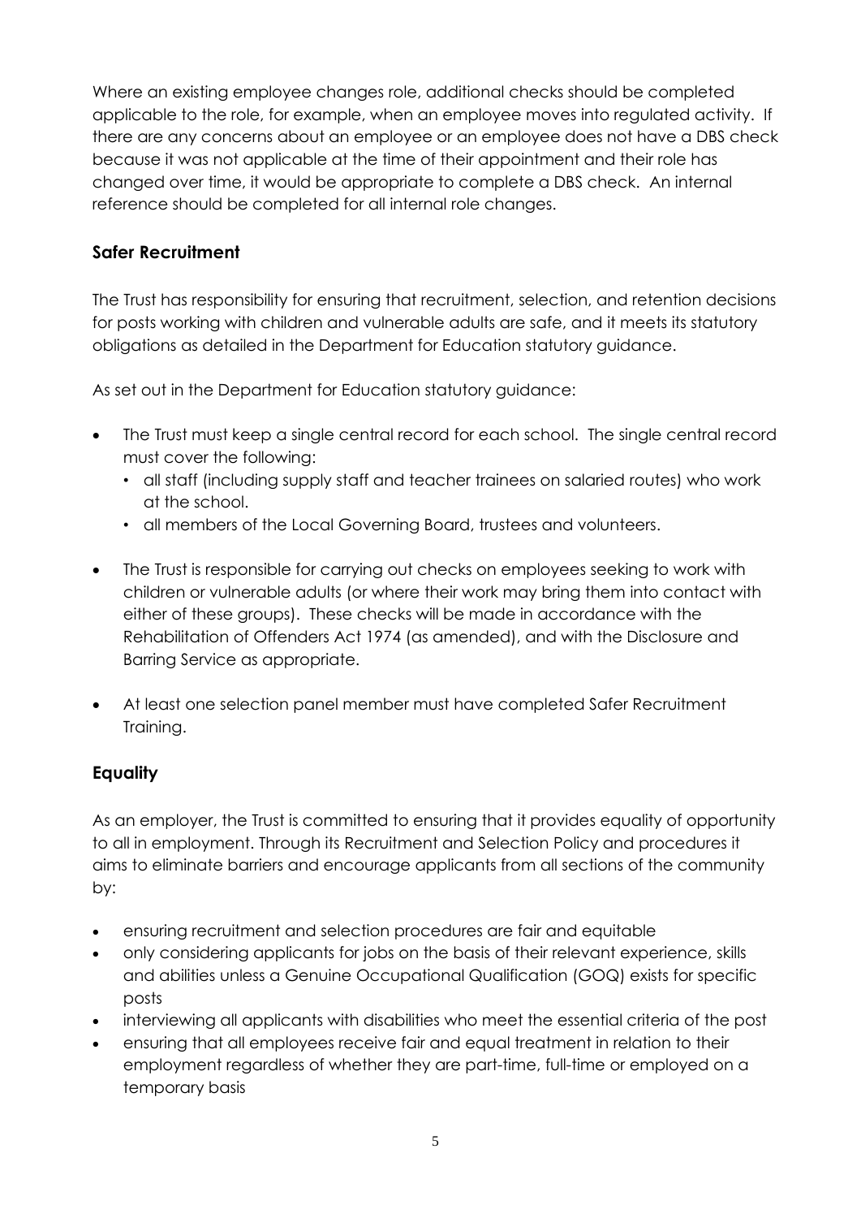Where an existing employee changes role, additional checks should be completed applicable to the role, for example, when an employee moves into regulated activity. If there are any concerns about an employee or an employee does not have a DBS check because it was not applicable at the time of their appointment and their role has changed over time, it would be appropriate to complete a DBS check. An internal reference should be completed for all internal role changes.

## Safer Recruitment

The Trust has responsibility for ensuring that recruitment, selection, and retention decisions for posts working with children and vulnerable adults are safe, and it meets its statutory obligations as detailed in the Department for Education statutory guidance.

As set out in the Department for Education statutory guidance:

- The Trust must keep a single central record for each school. The single central record must cover the following:
  - all staff (including supply staff and teacher trainees on salaried routes) who work at the school.
  - all members of the Local Governing Board, trustees and volunteers.
- The Trust is responsible for carrying out checks on employees seeking to work with children or vulnerable adults (or where their work may bring them into contact with either of these groups). These checks will be made in accordance with the Rehabilitation of Offenders Act 1974 (as amended), and with the Disclosure and Barring Service as appropriate.
- At least one selection panel member must have completed Safer Recruitment Training.

## Equality

As an employer, the Trust is committed to ensuring that it provides equality of opportunity to all in employment. Through its Recruitment and Selection Policy and procedures it aims to eliminate barriers and encourage applicants from all sections of the community by:

- ensuring recruitment and selection procedures are fair and equitable
- only considering applicants for jobs on the basis of their relevant experience, skills and abilities unless a Genuine Occupational Qualification (GOQ) exists for specific posts
- interviewing all applicants with disabilities who meet the essential criteria of the post
- ensuring that all employees receive fair and equal treatment in relation to their employment regardless of whether they are part-time, full-time or employed on a temporary basis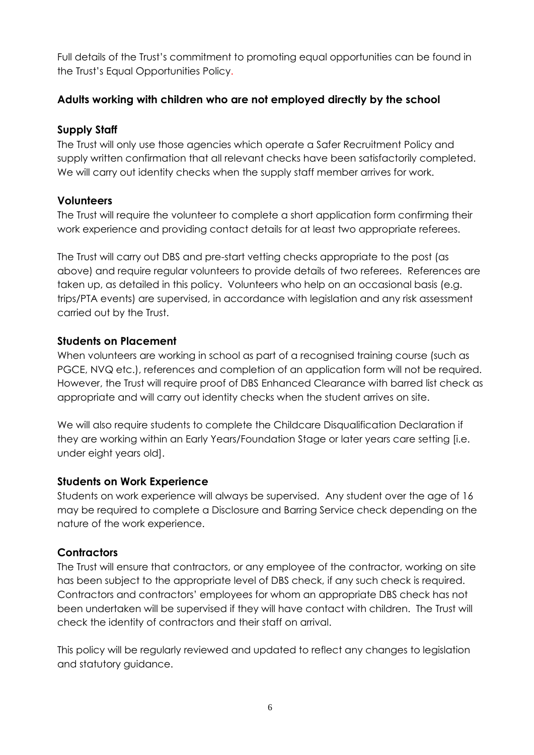Full details of the Trust's commitment to promoting equal opportunities can be found in the Trust's Equal Opportunities Policy.

### Adults working with children who are not employed directly by the school

#### Supply Staff

The Trust will only use those agencies which operate a Safer Recruitment Policy and supply written confirmation that all relevant checks have been satisfactorily completed. We will carry out identity checks when the supply staff member arrives for work.

#### Volunteers

The Trust will require the volunteer to complete a short application form confirming their work experience and providing contact details for at least two appropriate referees.

The Trust will carry out DBS and pre-start vetting checks appropriate to the post (as above) and require regular volunteers to provide details of two referees. References are taken up, as detailed in this policy. Volunteers who help on an occasional basis (e.g. trips/PTA events) are supervised, in accordance with legislation and any risk assessment carried out by the Trust.

#### Students on Placement

When volunteers are working in school as part of a recognised training course (such as PGCE, NVQ etc.), references and completion of an application form will not be required. However, the Trust will require proof of DBS Enhanced Clearance with barred list check as appropriate and will carry out identity checks when the student arrives on site.

We will also require students to complete the Childcare Disqualification Declaration if they are working within an Early Years/Foundation Stage or later years care setting [i.e. under eight years old].

#### Students on Work Experience

Students on work experience will always be supervised. Any student over the age of 16 may be required to complete a Disclosure and Barring Service check depending on the nature of the work experience.

#### Contractors

The Trust will ensure that contractors, or any employee of the contractor, working on site has been subject to the appropriate level of DBS check, if any such check is required. Contractors and contractors' employees for whom an appropriate DBS check has not been undertaken will be supervised if they will have contact with children. The Trust will check the identity of contractors and their staff on arrival.

This policy will be regularly reviewed and updated to reflect any changes to legislation and statutory guidance.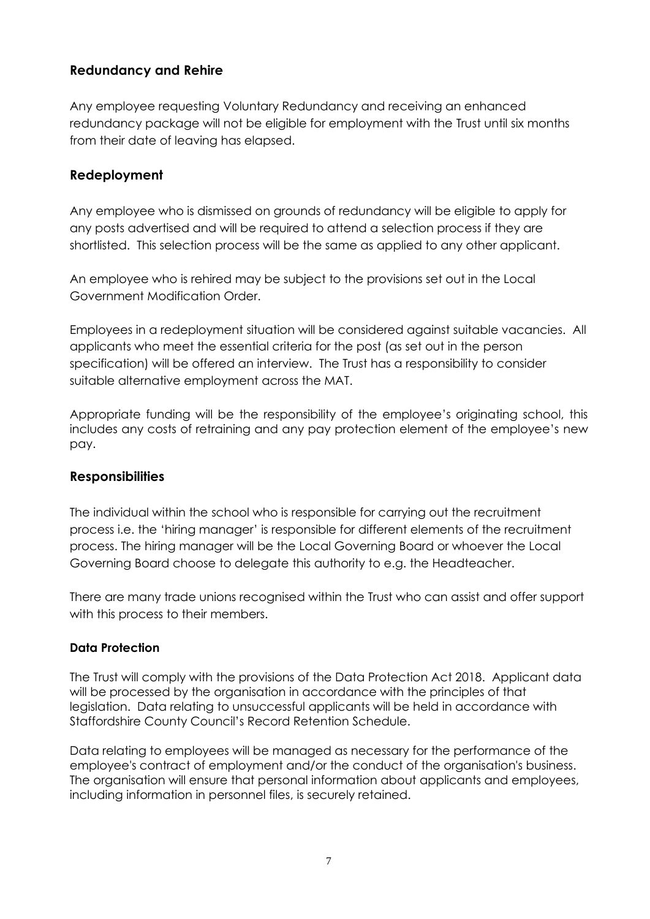## Redundancy and Rehire

Any employee requesting Voluntary Redundancy and receiving an enhanced redundancy package will not be eligible for employment with the Trust until six months from their date of leaving has elapsed.

## Redeployment

Any employee who is dismissed on grounds of redundancy will be eligible to apply for any posts advertised and will be required to attend a selection process if they are shortlisted. This selection process will be the same as applied to any other applicant.

An employee who is rehired may be subject to the provisions set out in the Local Government Modification Order.

Employees in a redeployment situation will be considered against suitable vacancies. All applicants who meet the essential criteria for the post (as set out in the person specification) will be offered an interview. The Trust has a responsibility to consider suitable alternative employment across the MAT.

Appropriate funding will be the responsibility of the employee's originating school, this includes any costs of retraining and any pay protection element of the employee's new pay.

## Responsibilities

The individual within the school who is responsible for carrying out the recruitment process i.e. the 'hiring manager' is responsible for different elements of the recruitment process. The hiring manager will be the Local Governing Board or whoever the Local Governing Board choose to delegate this authority to e.g. the Headteacher.

There are many trade unions recognised within the Trust who can assist and offer support with this process to their members.

### Data Protection

The Trust will comply with the provisions of the Data Protection Act 2018. Applicant data will be processed by the organisation in accordance with the principles of that legislation. Data relating to unsuccessful applicants will be held in accordance with Staffordshire County Council's Record Retention Schedule.

Data relating to employees will be managed as necessary for the performance of the employee's contract of employment and/or the conduct of the organisation's business. The organisation will ensure that personal information about applicants and employees, including information in personnel files, is securely retained.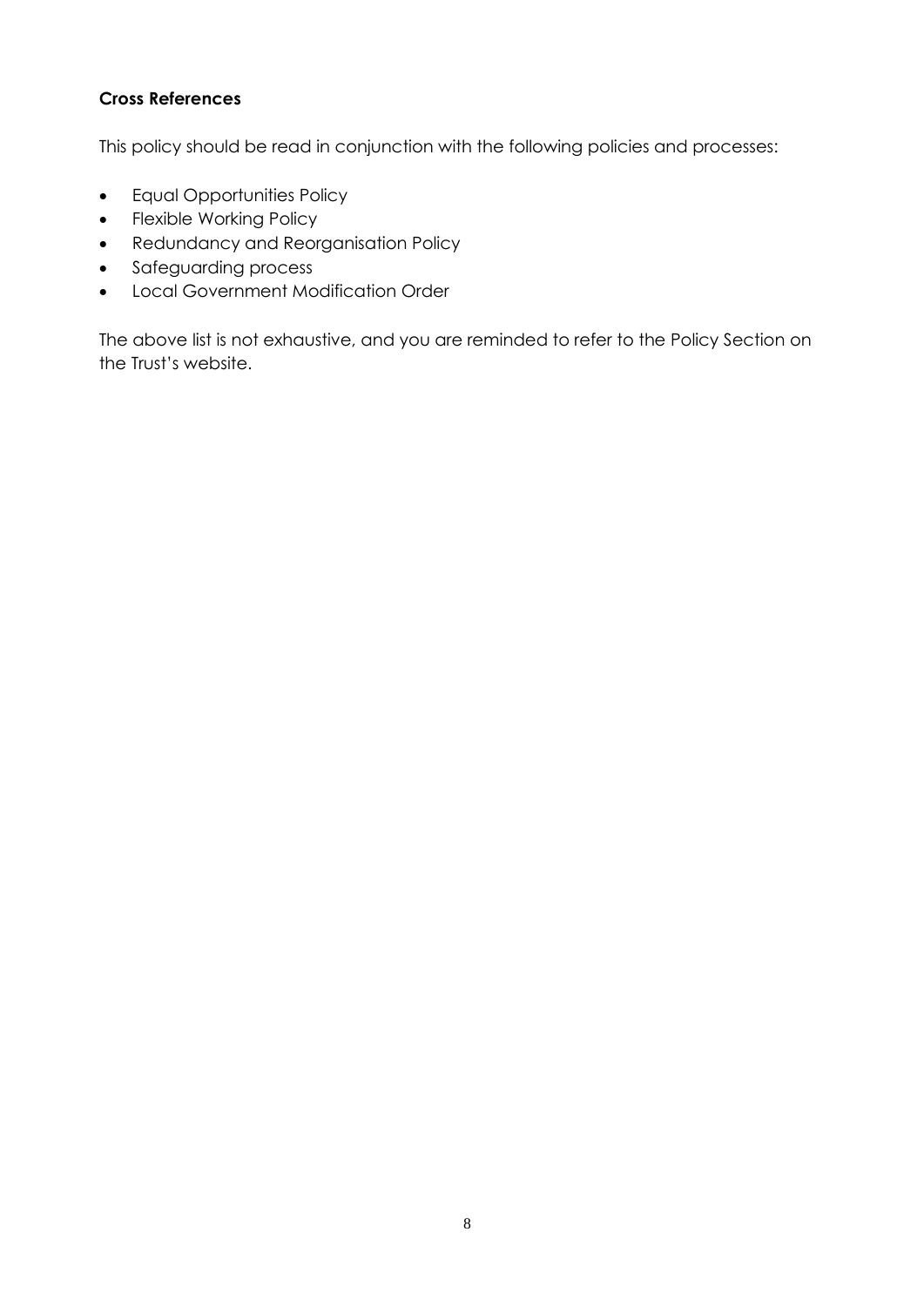**Cross References**

This policy should be read in conjunction with the following policies and processes:

- Equal Opportunities Policy
- Flexible Working Policy
- Redundancy and Reorganisation Policy
- Safeguarding process
- Local Government Modification Order

The above list is not exhaustive, and you are reminded to refer to the Policy Section on the Trust's website.